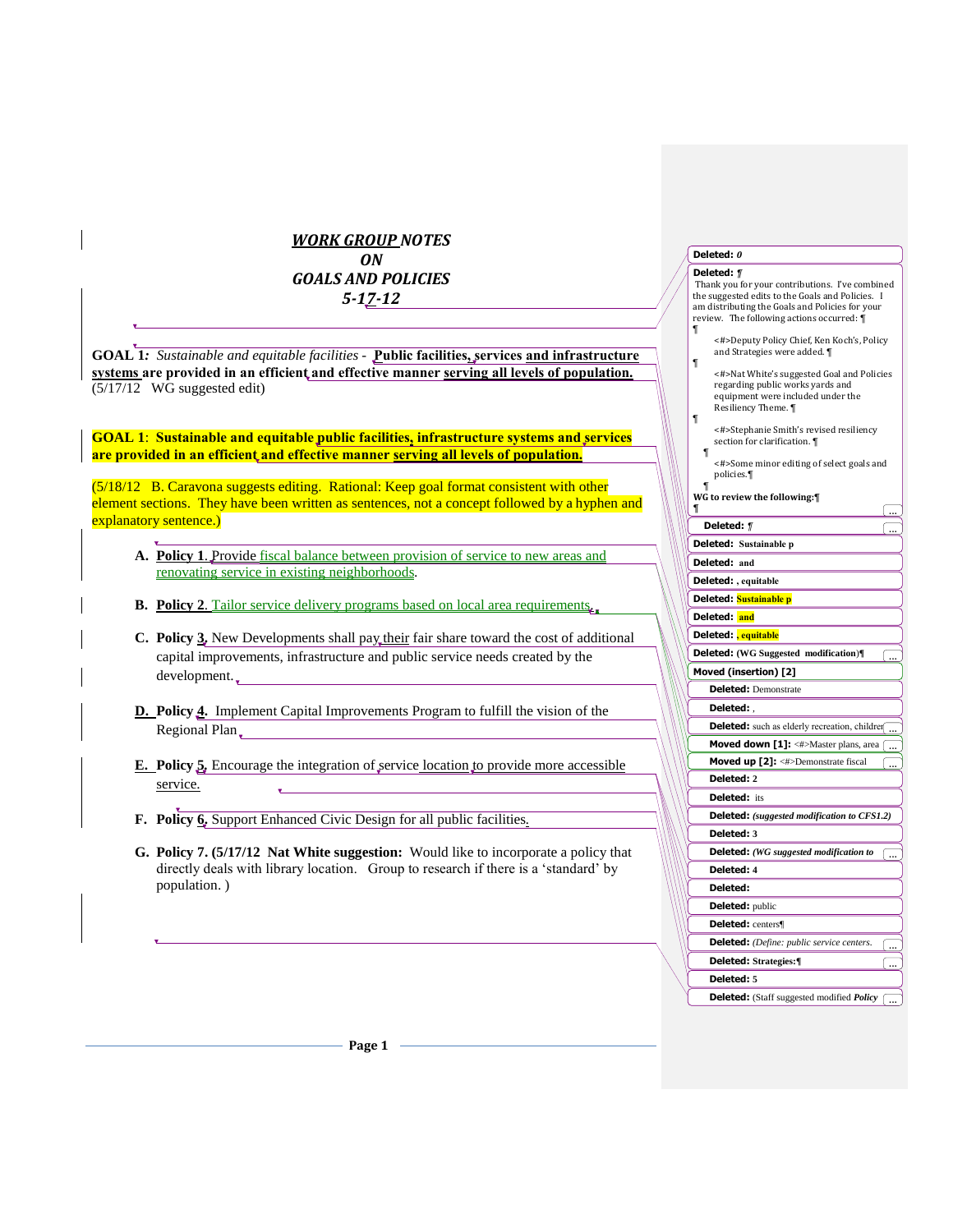# *WORK GROUP NOTES*
# *ON*
# *GOALS AND POLICIES*
# *5-17-12*

**GOAL 1***: Sustainable and equitable facilities -* **Public facilities, services and infrastructure systems are provided in an efficient and effective manner serving all levels of population.** (5/17/12 WG suggested edit)

**GOAL 1**: **Sustainable and equitable public facilities, infrastructure systems and services are provided in an efficient and effective manner serving all levels of population.**

(5/18/12 B. Caravona suggests editing. Rational: Keep goal format consistent with other element sections. They have been written as sentences, not a concept followed by a hyphen and explanatory sentence.)

A. **Policy 1**. Provide fiscal balance between provision of service to new areas and renovating service in existing neighborhoods.

B. **Policy 2**. Tailor service delivery programs based on local area requirements.

C. **Policy 3.** New Developments shall pay their fair share toward the cost of additional capital improvements, infrastructure and public service needs created by the development.

D. **Policy 4.** Implement Capital Improvements Program to fulfill the vision of the Regional Plan

E. **Policy 5.** Encourage the integration of service location to provide more accessible service.

F. **Policy 6.** Support Enhanced Civic Design for all public facilities.

G. **Policy 7. (5/17/12 Nat White suggestion:** Would like to incorporate a policy that directly deals with library location. Group to research if there is a 'standard' by population. )

**Deleted:** *0*

**Deleted:** *¶*
Thank you for your contributions. I've combined the suggested edits to the Goals and Policies. I am distributing the Goals and Policies for your review. The following actions occurred: ¶
¶
<#>Deputy Policy Chief, Ken Koch's, Policy and Strategies were added. ¶
¶
<#>Nat White's suggested Goal and Policies regarding public works yards and equipment were included under the Resiliency Theme. ¶
¶
<#>Stephanie Smith's revised resiliency section for clarification. ¶
¶
<#>Some minor editing of select goals and policies.¶
¶
**WG to review the following:**¶
¶ ...

**Deleted:** ¶ ...

**Deleted:** Sustainable p

**Deleted:** and

**Deleted:** , equitable

**Deleted:** Sustainable p

**Deleted:** and

**Deleted:** , equitable

**Deleted:** (WG Suggested modification)¶ ...

**Moved (insertion) [2]**

**Deleted:** Demonstrate

**Deleted:** ,

**Deleted:** such as elderly recreation, children ...

**Moved down [1]:** <#>Master plans, area ...

**Moved up [2]:** <#>Demonstrate fiscal ...

**Deleted:** 2

**Deleted:** its

**Deleted:** *(suggested modification to CFS1.2)*

**Deleted:** 3

**Deleted:** *(WG suggested modification to* ...

**Deleted:** 4

**Deleted:**

**Deleted:** public

**Deleted:** centers¶

**Deleted:** *(Define: public service centers.* ...

**Deleted:** Strategies:¶ ...

**Deleted:** 5

**Deleted:** (Staff suggested modified ***Policy*** ...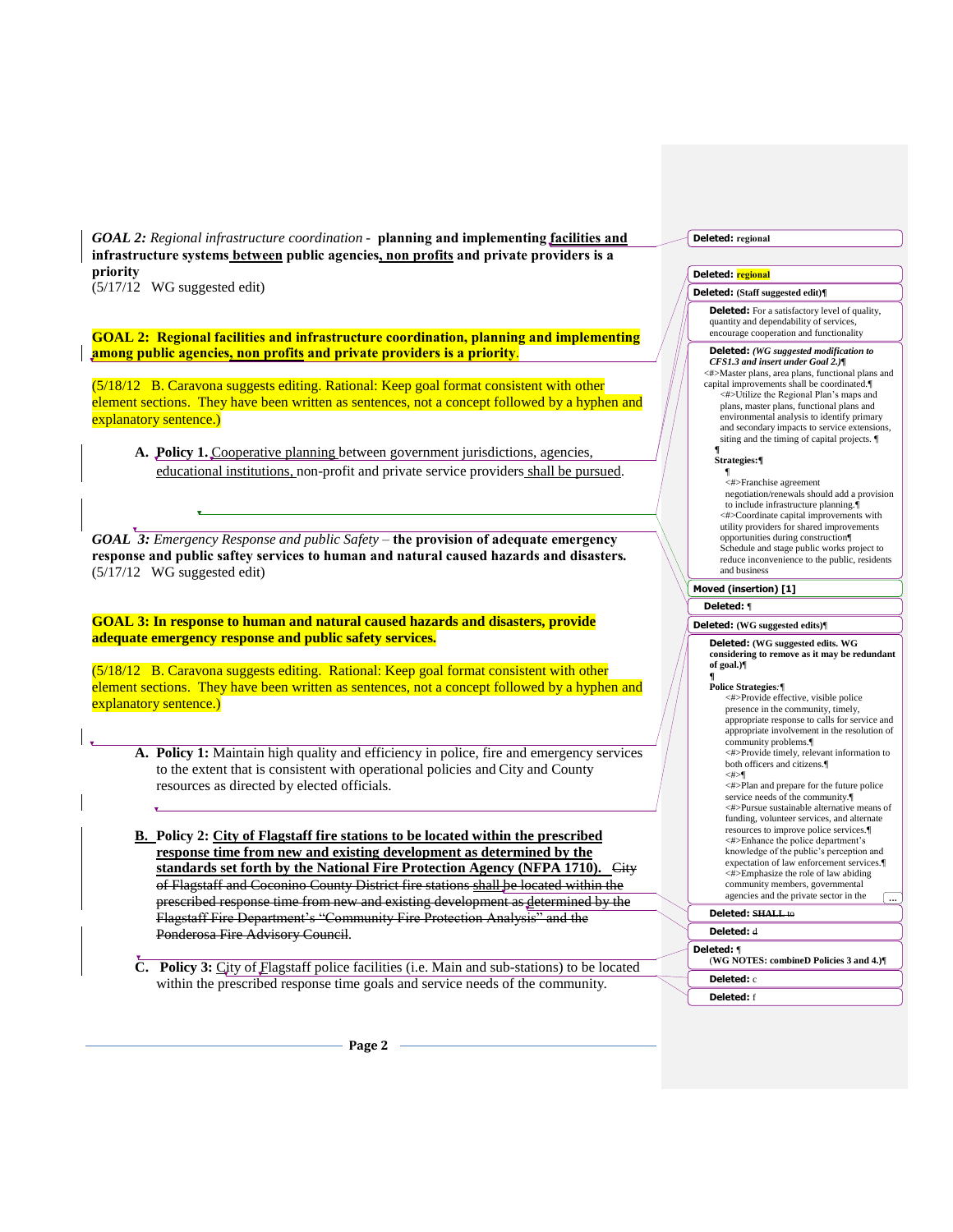*GOAL 2: Regional infrastructure coordination -* **planning and implementing facilities and infrastructure systems between public agencies, non profits and private providers is a priority**
(5/17/12 WG suggested edit)

**GOAL 2: Regional facilities and infrastructure coordination, planning and implementing among public agencies, non profits and private providers is a priority.**

(5/18/12 B. Caravona suggests editing. Rational: Keep goal format consistent with other element sections. They have been written as sentences, not a concept followed by a hyphen and explanatory sentence.)

A. **Policy 1.** Cooperative planning between government jurisdictions, agencies, educational institutions, non-profit and private service providers shall be pursued.

*GOAL 3: Emergency Response and public Safety –* **the provision of adequate emergency response and public saftey services to human and natural caused hazards and disasters.**
(5/17/12 WG suggested edit)

**GOAL 3: In response to human and natural caused hazards and disasters, provide adequate emergency response and public safety services.**

(5/18/12 B. Caravona suggests editing. Rational: Keep goal format consistent with other element sections. They have been written as sentences, not a concept followed by a hyphen and explanatory sentence.)

A. **Policy 1:** Maintain high quality and efficiency in police, fire and emergency services to the extent that is consistent with operational policies and City and County resources as directed by elected officials.

B. **Policy 2: City of Flagstaff fire stations to be located within the prescribed response time from new and existing development as determined by the standards set forth by the National Fire Protection Agency (NFPA 1710).** ~~City of Flagstaff and Coconino County District fire stations shall be located within the prescribed response time from new and existing development as determined by the Flagstaff Fire Department's "Community Fire Protection Analysis" and the Ponderosa Fire Advisory Council.~~

C. **Policy 3:** City of Flagstaff police facilities (i.e. Main and sub-stations) to be located within the prescribed response time goals and service needs of the community.

---

**Deleted:** regional

**Deleted:** regional

**Deleted:** (Staff suggested edit)

**Deleted:** For a satisfactory level of quality, quantity and dependability of services, encourage cooperation and functionality

**Deleted:** *(WG suggested modification to CFS1.3 and insert under Goal 2.)*
- Master plans, area plans, functional plans and capital improvements shall be coordinated.
- Utilize the Regional Plan's maps and plans, master plans, functional plans and environmental analysis to identify primary and secondary impacts to service extensions, siting and the timing of capital projects.

Strategies:
- Franchise agreement negotiation/renewals should add a provision to include infrastructure planning.
- Coordinate capital improvements with utility providers for shared improvements opportunities during construction
- Schedule and stage public works project to reduce inconvenience to the public, residents and business

**Moved (insertion) [1]**

**Deleted:** ¶

**Deleted:** (WG suggested edits)

**Deleted:** (WG suggested edits. WG considering to remove as it may be redundant of goal.)

Police Strategies:
- Provide effective, visible police presence in the community, timely, appropriate response to calls for service and appropriate involvement in the resolution of community problems.
- Provide timely, relevant information to both officers and citizens.
- Plan and prepare for the future police service needs of the community.
- Pursue sustainable alternative means of funding, volunteer services, and alternate resources to improve police services.
- Enhance the police department's knowledge of the public's perception and expectation of law enforcement services.
- Emphasize the role of law abiding community members, governmental agencies and the private sector in the ...

**Deleted:** SHALL to

**Deleted:** d

**Deleted:** (WG NOTES: combineD Policies 3 and 4.)

**Deleted:** c

**Deleted:** f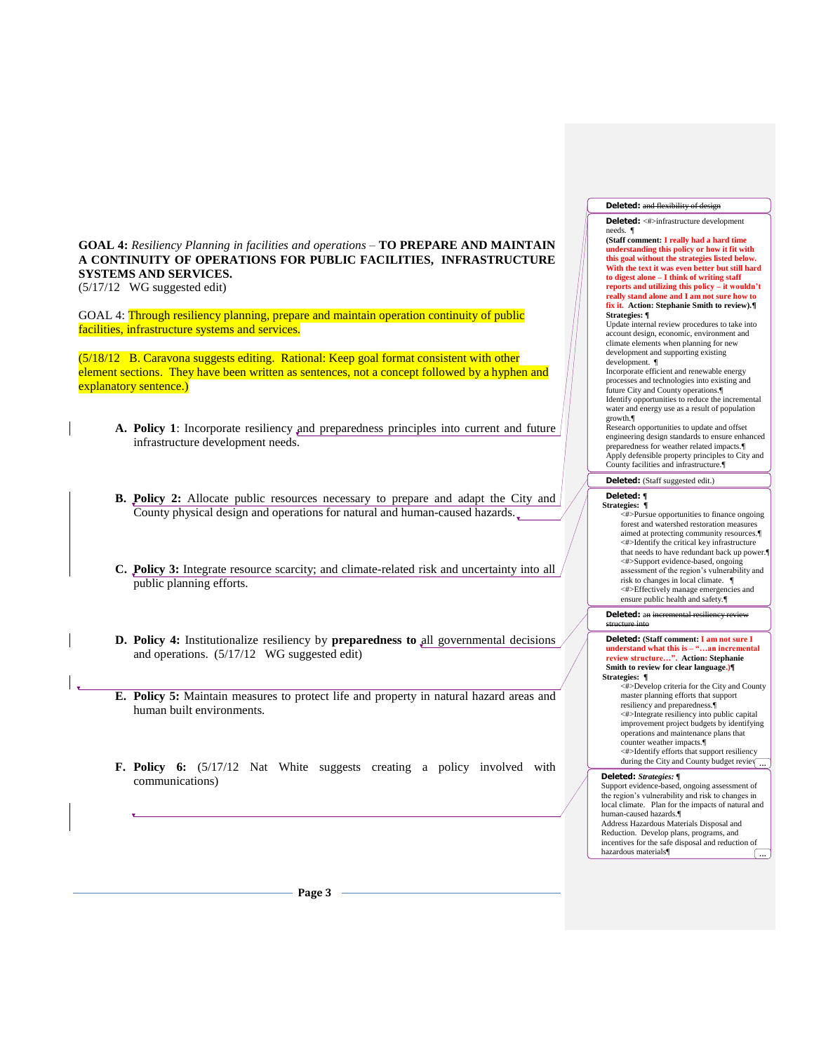**GOAL 4:** *Resiliency Planning in facilities and operations* – **TO PREPARE AND MAINTAIN A CONTINUITY OF OPERATIONS FOR PUBLIC FACILITIES, INFRASTRUCTURE SYSTEMS AND SERVICES.**
(5/17/12 WG suggested edit)

GOAL 4: Through resiliency planning, prepare and maintain operation continuity of public facilities, infrastructure systems and services.

(5/18/12 B. Caravona suggests editing. Rational: Keep goal format consistent with other element sections. They have been written as sentences, not a concept followed by a hyphen and explanatory sentence.)

A. **Policy 1**: Incorporate resiliency and preparedness principles into current and future infrastructure development needs.

B. **Policy 2:** Allocate public resources necessary to prepare and adapt the City and County physical design and operations for natural and human-caused hazards.

C. **Policy 3:** Integrate resource scarcity; and climate-related risk and uncertainty into all public planning efforts.

D. **Policy 4:** Institutionalize resiliency by **preparedness to** all governmental decisions and operations. (5/17/12 WG suggested edit)

E. **Policy 5:** Maintain measures to protect life and property in natural hazard areas and human built environments.

F. **Policy 6:** (5/17/12 Nat White suggests creating a policy involved with communications)

---

**Deleted:** ~~and flexibility of design~~

**Deleted:** <#>infrastructure development needs.

**(Staff comment: I really had a hard time understanding this policy or how it fit with this goal without the strategies listed below. With the text it was even better but still hard to digest alone – I think of writing staff reports and utilizing this policy – it wouldn't really stand alone and I am not sure how to fix it. Action: Stephanie Smith to review).**

**Strategies:**

Update internal review procedures to take into account design, economic, environment and climate elements when planning for new development and supporting existing development.

Incorporate efficient and renewable energy processes and technologies into existing and future City and County operations.

Identify opportunities to reduce the incremental water and energy use as a result of population growth.

Research opportunities to update and offset engineering design standards to ensure enhanced preparedness for weather related impacts.

Apply defensible property principles to City and County facilities and infrastructure.

**Deleted:** (Staff suggested edit.)

**Deleted:**

**Strategies:**

<#>Pursue opportunities to finance ongoing forest and watershed restoration measures aimed at protecting community resources.

<#>Identify the critical key infrastructure that needs to have redundant back up power.

<#>Support evidence-based, ongoing assessment of the region's vulnerability and risk to changes in local climate.

<#>Effectively manage emergencies and ensure public health and safety.

**Deleted:** ~~an incremental resiliency review structure into~~

**Deleted: (Staff comment: I am not sure I understand what this is – "…an incremental review structure…". Action: Stephanie Smith to review for clear language.)**

**Strategies:**

<#>Develop criteria for the City and County master planning efforts that support resiliency and preparedness.

<#>Integrate resiliency into public capital improvement project budgets by identifying operations and maintenance plans that counter weather impacts.

<#>Identify efforts that support resiliency during the City and County budget review ...

**Deleted:** ***Strategies:***

Support evidence-based, ongoing assessment of the region's vulnerability and risk to changes in local climate. Plan for the impacts of natural and human-caused hazards.

Address Hazardous Materials Disposal and Reduction. Develop plans, programs, and incentives for the safe disposal and reduction of hazardous materials ...